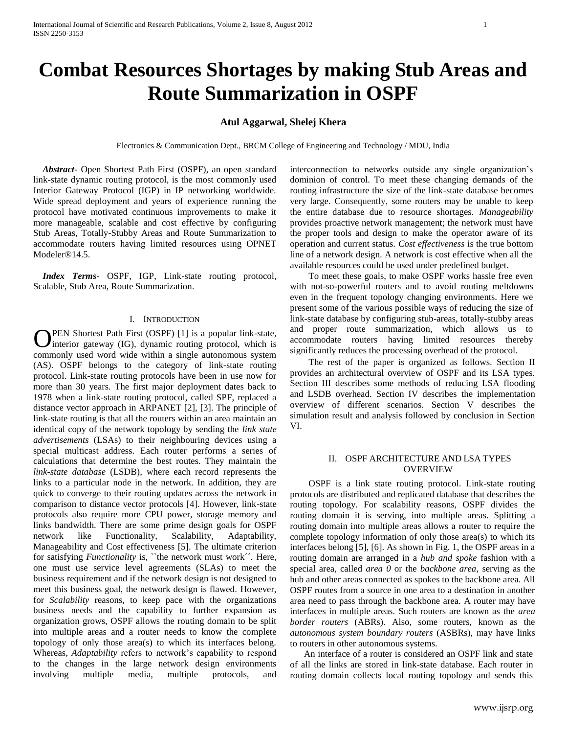# Combat Resources Shortages by making Stub Areas and Route Summarization in OSPF

**Atul Aggarwal, Shelej Khera**

Electronics & Communication Dept., BRCM College of Engineering and Technology / MDU, India

***Abstract*-** Open Shortest Path First (OSPF), an open standard link-state dynamic routing protocol, is the most commonly used Interior Gateway Protocol (IGP) in IP networking worldwide. Wide spread deployment and years of experience running the protocol have motivated continuous improvements to make it more manageable, scalable and cost effective by configuring Stub Areas, Totally-Stubby Areas and Route Summarization to accommodate routers having limited resources using OPNET Modeler®14.5.

***Index Terms*-** OSPF, IGP, Link-state routing protocol, Scalable, Stub Area, Route Summarization.

## I. Introduction

OPEN Shortest Path First (OSPF) [1] is a popular link-state, interior gateway (IG), dynamic routing protocol, which is commonly used word wide within a single autonomous system (AS). OSPF belongs to the category of link-state routing protocol. Link-state routing protocols have been in use now for more than 30 years. The first major deployment dates back to 1978 when a link-state routing protocol, called SPF, replaced a distance vector approach in ARPANET [2], [3]. The principle of link-state routing is that all the routers within an area maintain an identical copy of the network topology by sending the *link state advertisements* (LSAs) to their neighbouring devices using a special multicast address. Each router performs a series of calculations that determine the best routes. They maintain the *link-state database* (LSDB), where each record represents the links to a particular node in the network. In addition, they are quick to converge to their routing updates across the network in comparison to distance vector protocols [4]. However, link-state protocols also require more CPU power, storage memory and links bandwidth. There are some prime design goals for OSPF network like Functionality, Scalability, Adaptability, Manageability and Cost effectiveness [5]. The ultimate criterion for satisfying *Functionality* is, ``the network must work´´. Here, one must use service level agreements (SLAs) to meet the business requirement and if the network design is not designed to meet this business goal, the network design is flawed. However, for *Scalability* reasons, to keep pace with the organizations business needs and the capability to further expansion as organization grows, OSPF allows the routing domain to be split into multiple areas and a router needs to know the complete topology of only those area(s) to which its interfaces belong. Whereas, *Adaptability* refers to network's capability to respond to the changes in the large network design environments involving multiple media, multiple protocols, and interconnection to networks outside any single organization's dominion of control. To meet these changing demands of the routing infrastructure the size of the link-state database becomes very large. Consequently, some routers may be unable to keep the entire database due to resource shortages. *Manageability* provides proactive network management; the network must have the proper tools and design to make the operator aware of its operation and current status. *Cost effectiveness* is the true bottom line of a network design. A network is cost effective when all the available resources could be used under predefined budget.

To meet these goals, to make OSPF works hassle free even with not-so-powerful routers and to avoid routing meltdowns even in the frequent topology changing environments. Here we present some of the various possible ways of reducing the size of link-state database by configuring stub-areas, totally-stubby areas and proper route summarization, which allows us to accommodate routers having limited resources thereby significantly reduces the processing overhead of the protocol.

The rest of the paper is organized as follows. Section II provides an architectural overview of OSPF and its LSA types. Section III describes some methods of reducing LSA flooding and LSDB overhead. Section IV describes the implementation overview of different scenarios. Section V describes the simulation result and analysis followed by conclusion in Section VI.

## II. OSPF Architecture and LSA Types Overview

OSPF is a link state routing protocol. Link-state routing protocols are distributed and replicated database that describes the routing topology. For scalability reasons, OSPF divides the routing domain it is serving, into multiple areas. Splitting a routing domain into multiple areas allows a router to require the complete topology information of only those area(s) to which its interfaces belong [5], [6]. As shown in Fig. 1, the OSPF areas in a routing domain are arranged in a *hub and spoke* fashion with a special area, called *area 0* or the *backbone area*, serving as the hub and other areas connected as spokes to the backbone area. All OSPF routes from a source in one area to a destination in another area need to pass through the backbone area. A router may have interfaces in multiple areas. Such routers are known as the *area border routers* (ABRs). Also, some routers, known as the *autonomous system boundary routers* (ASBRs), may have links to routers in other autonomous systems.

An interface of a router is considered an OSPF link and state of all the links are stored in link-state database. Each router in routing domain collects local routing topology and sends this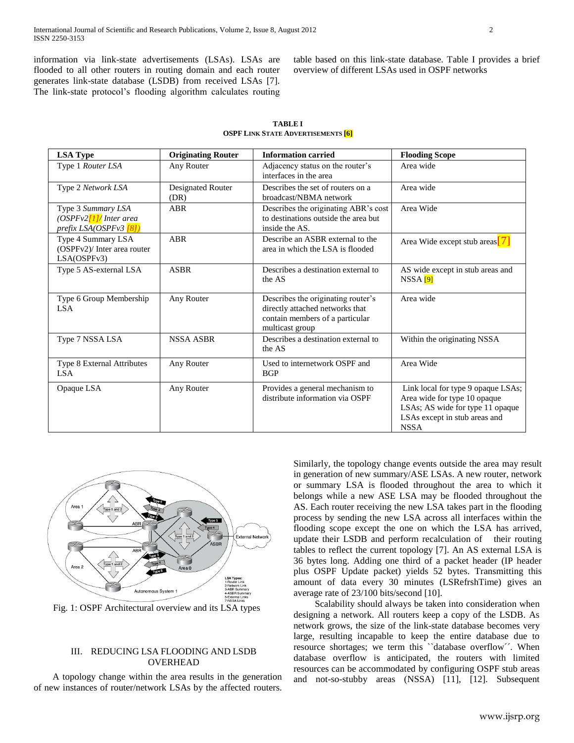information via link-state advertisements (LSAs). LSAs are flooded to all other routers in routing domain and each router generates link-state database (LSDB) from received LSAs [7]. The link-state protocol's flooding algorithm calculates routing table based on this link-state database. Table I provides a brief overview of different LSAs used in OSPF networks

**TABLE I**
**OSPF LINK STATE ADVERTISEMENTS [6]**

| LSA Type | Originating Router | Information carried | Flooding Scope |
|---|---|---|---|
| Type 1 *Router LSA* | Any Router | Adjacency status on the router's interfaces in the area | Area wide |
| Type 2 *Network LSA* | Designated Router (DR) | Describes the set of routers on a broadcast/NBMA network | Area wide |
| Type 3 *Summary LSA (OSPFv2[1]/ Inter area prefix LSA(OSPFv3 [8])* | ABR | Describes the originating ABR's cost to destinations outside the area but inside the AS. | Area Wide |
| Type 4 Summary LSA (OSPFv2)/ Inter area router LSA(OSPFv3) | ABR | Describe an ASBR external to the area in which the LSA is flooded | Area Wide except stub areas[7] |
| Type 5 AS-external LSA | ASBR | Describes a destination external to the AS | AS wide except in stub areas and NSSA [9] |
| Type 6 Group Membership LSA | Any Router | Describes the originating router's directly attached networks that contain members of a particular multicast group | Area wide |
| Type 7 NSSA LSA | NSSA ASBR | Describes a destination external to the AS | Within the originating NSSA |
| Type 8 External Attributes LSA | Any Router | Used to internetwork OSPF and BGP | Area Wide |
| Opaque LSA | Any Router | Provides a general mechanism to distribute information via OSPF | Link local for type 9 opaque LSAs; Area wide for type 10 opaque LSAs; AS wide for type 11 opaque LSAs except in stub areas and NSSA |

Fig. 1: OSPF Architectural overview and its LSA types

## III. REDUCING LSA FLOODING AND LSDB OVERHEAD

A topology change within the area results in the generation of new instances of router/network LSAs by the affected routers. Similarly, the topology change events outside the area may result in generation of new summary/ASE LSAs. A new router, network or summary LSA is flooded throughout the area to which it belongs while a new ASE LSA may be flooded throughout the AS. Each router receiving the new LSA takes part in the flooding process by sending the new LSA across all interfaces within the flooding scope except the one on which the LSA has arrived, update their LSDB and perform recalculation of their routing tables to reflect the current topology [7]. An AS external LSA is 36 bytes long. Adding one third of a packet header (IP header plus OSPF Update packet) yields 52 bytes. Transmitting this amount of data every 30 minutes (LSRefrshTime) gives an average rate of 23/100 bits/second [10].

Scalability should always be taken into consideration when designing a network. All routers keep a copy of the LSDB. As network grows, the size of the link-state database becomes very large, resulting incapable to keep the entire database due to resource shortages; we term this ``database overflow´´. When database overflow is anticipated, the routers with limited resources can be accommodated by configuring OSPF stub areas and not-so-stubby areas (NSSA) [11], [12]. Subsequent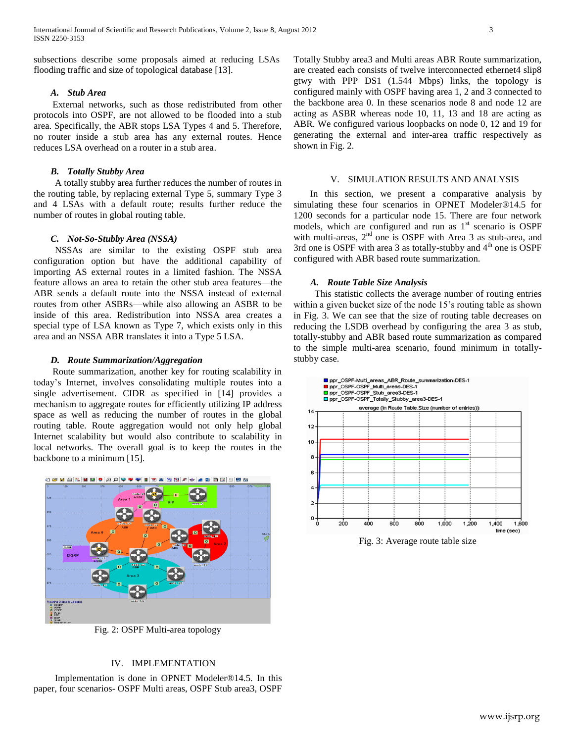subsections describe some proposals aimed at reducing LSAs flooding traffic and size of topological database [13].

### A. Stub Area

External networks, such as those redistributed from other protocols into OSPF, are not allowed to be flooded into a stub area. Specifically, the ABR stops LSA Types 4 and 5. Therefore, no router inside a stub area has any external routes. Hence reduces LSA overhead on a router in a stub area.

### B. Totally Stubby Area

A totally stubby area further reduces the number of routes in the routing table, by replacing external Type 5, summary Type 3 and 4 LSAs with a default route; results further reduce the number of routes in global routing table.

### C. Not-So-Stubby Area (NSSA)

NSSAs are similar to the existing OSPF stub area configuration option but have the additional capability of importing AS external routes in a limited fashion. The NSSA feature allows an area to retain the other stub area features—the ABR sends a default route into the NSSA instead of external routes from other ASBRs—while also allowing an ASBR to be inside of this area. Redistribution into NSSA area creates a special type of LSA known as Type 7, which exists only in this area and an NSSA ABR translates it into a Type 5 LSA.

### D. Route Summarization/Aggregation

Route summarization, another key for routing scalability in today's Internet, involves consolidating multiple routes into a single advertisement. CIDR as specified in [14] provides a mechanism to aggregate routes for efficiently utilizing IP address space as well as reducing the number of routes in the global routing table. Route aggregation would not only help global Internet scalability but would also contribute to scalability in local networks. The overall goal is to keep the routes in the backbone to a minimum [15].

Fig. 2: OSPF Multi-area topology

## IV. IMPLEMENTATION

Implementation is done in OPNET Modeler®14.5. In this paper, four scenarios- OSPF Multi areas, OSPF Stub area3, OSPF Totally Stubby area3 and Multi areas ABR Route summarization, are created each consists of twelve interconnected ethernet4 slip8 gtwy with PPP DS1 (1.544 Mbps) links, the topology is configured mainly with OSPF having area 1, 2 and 3 connected to the backbone area 0. In these scenarios node 8 and node 12 are acting as ASBR whereas node 10, 11, 13 and 18 are acting as ABR. We configured various loopbacks on node 0, 12 and 19 for generating the external and inter-area traffic respectively as shown in Fig. 2.

## V. SIMULATION RESULTS AND ANALYSIS

In this section, we present a comparative analysis by simulating these four scenarios in OPNET Modeler®14.5 for 1200 seconds for a particular node 15. There are four network models, which are configured and run as 1st scenario is OSPF with multi-areas, 2nd one is OSPF with Area 3 as stub-area, and 3rd one is OSPF with area 3 as totally-stubby and 4th one is OSPF configured with ABR based route summarization.

### A. Route Table Size Analysis

This statistic collects the average number of routing entries within a given bucket size of the node 15's routing table as shown in Fig. 3. We can see that the size of routing table decreases on reducing the LSDB overhead by configuring the area 3 as stub, totally-stubby and ABR based route summarization as compared to the simple multi-area scenario, found minimum in totally-stubby case.

Fig. 3: Average route table size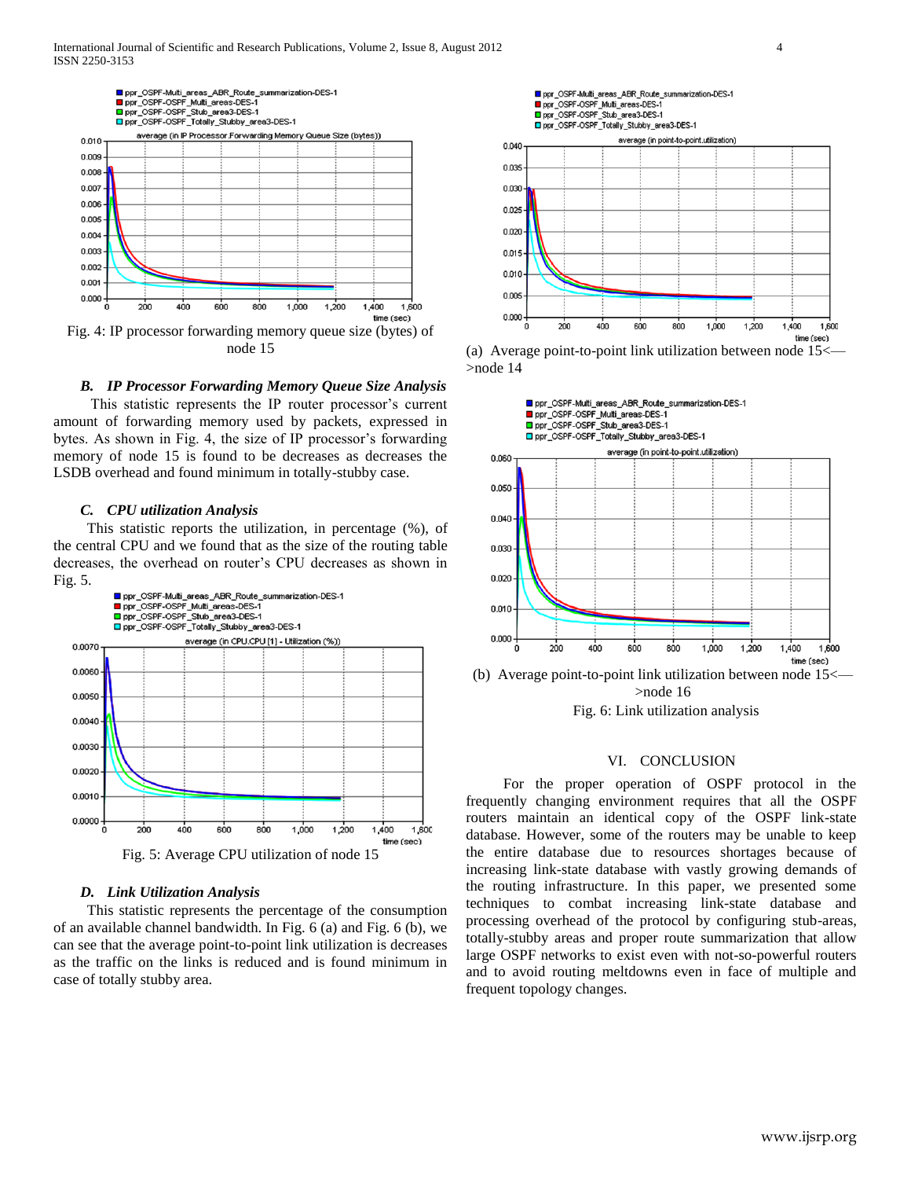Fig. 4: IP processor forwarding memory queue size (bytes) of node 15

### *B. IP Processor Forwarding Memory Queue Size Analysis*

This statistic represents the IP router processor's current amount of forwarding memory used by packets, expressed in bytes. As shown in Fig. 4, the size of IP processor's forwarding memory of node 15 is found to be decreases as decreases the LSDB overhead and found minimum in totally-stubby case.

### *C. CPU utilization Analysis*

This statistic reports the utilization, in percentage (%), of the central CPU and we found that as the size of the routing table decreases, the overhead on router's CPU decreases as shown in Fig. 5.

Fig. 5: Average CPU utilization of node 15

### *D. Link Utilization Analysis*

This statistic represents the percentage of the consumption of an available channel bandwidth. In Fig. 6 (a) and Fig. 6 (b), we can see that the average point-to-point link utilization is decreases as the traffic on the links is reduced and is found minimum in case of totally stubby area.

(a) Average point-to-point link utilization between node 15<—>node 14

(b) Average point-to-point link utilization between node 15<—>node 16

Fig. 6: Link utilization analysis

## VI. CONCLUSION

For the proper operation of OSPF protocol in the frequently changing environment requires that all the OSPF routers maintain an identical copy of the OSPF link-state database. However, some of the routers may be unable to keep the entire database due to resources shortages because of increasing link-state database with vastly growing demands of the routing infrastructure. In this paper, we presented some techniques to combat increasing link-state database and processing overhead of the protocol by configuring stub-areas, totally-stubby areas and proper route summarization that allow large OSPF networks to exist even with not-so-powerful routers and to avoid routing meltdowns even in face of multiple and frequent topology changes.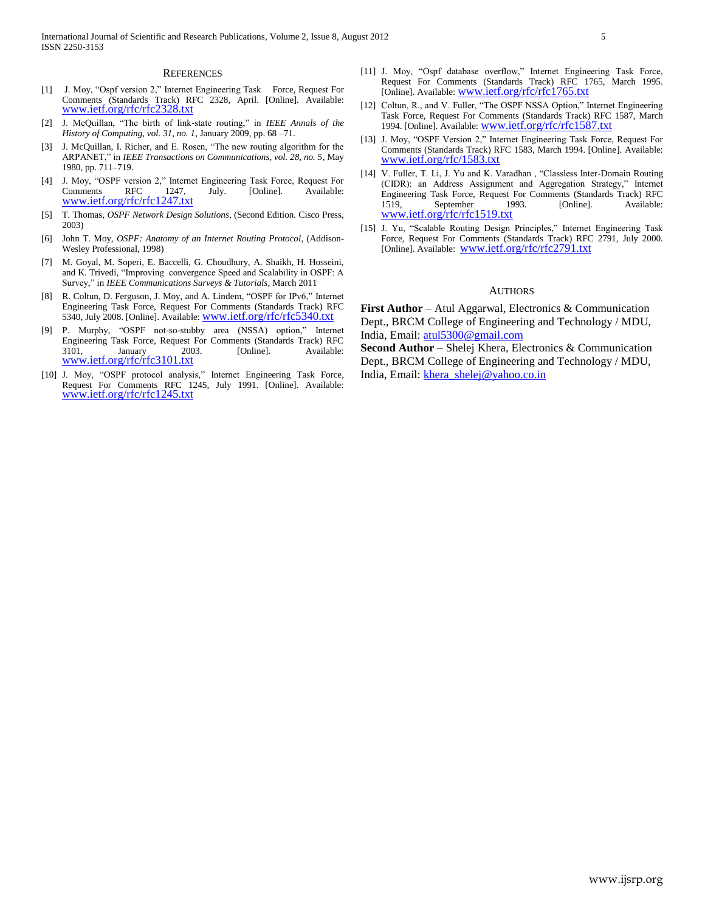## REFERENCES

[1] J. Moy, "Ospf version 2," Internet Engineering Task Force, Request For Comments (Standards Track) RFC 2328, April. [Online]. Available: www.ietf.org/rfc/rfc2328.txt

[2] J. McQuillan, "The birth of link-state routing," in *IEEE Annals of the History of Computing, vol. 31, no. 1*, January 2009, pp. 68 –71.

[3] J. McQuillan, I. Richer, and E. Rosen, "The new routing algorithm for the ARPANET," in *IEEE Transactions on Communications, vol. 28, no. 5*, May 1980, pp. 711–719.

[4] J. Moy, "OSPF version 2," Internet Engineering Task Force, Request For Comments RFC 1247, July. [Online]. Available: www.ietf.org/rfc/rfc1247.txt

[5] T. Thomas, *OSPF Network Design Solutions*, (Second Edition. Cisco Press, 2003)

[6] John T. Moy, *OSPF: Anatomy of an Internet Routing Protocol*, (Addison-Wesley Professional, 1998)

[7] M. Goyal, M. Soperi, E. Baccelli, G. Choudhury, A. Shaikh, H. Hosseini, and K. Trivedi, "Improving convergence Speed and Scalability in OSPF: A Survey," in *IEEE Communications Surveys & Tutorials*, March 2011

[8] R. Coltun, D. Ferguson, J. Moy, and A. Lindem, "OSPF for IPv6," Internet Engineering Task Force, Request For Comments (Standards Track) RFC 5340, July 2008. [Online]. Available: www.ietf.org/rfc/rfc5340.txt

[9] P. Murphy, "OSPF not-so-stubby area (NSSA) option," Internet Engineering Task Force, Request For Comments (Standards Track) RFC 3101, January 2003. [Online]. Available: www.ietf.org/rfc/rfc3101.txt

[10] J. Moy, "OSPF protocol analysis," Internet Engineering Task Force, Request For Comments RFC 1245, July 1991. [Online]. Available: www.ietf.org/rfc/rfc1245.txt

[11] J. Moy, "Ospf database overflow," Internet Engineering Task Force, Request For Comments (Standards Track) RFC 1765, March 1995. [Online]. Available: www.ietf.org/rfc/rfc1765.txt

[12] Coltun, R., and V. Fuller, "The OSPF NSSA Option," Internet Engineering Task Force, Request For Comments (Standards Track) RFC 1587, March 1994. [Online]. Available: www.ietf.org/rfc/rfc1587.txt

[13] J. Moy, "OSPF Version 2," Internet Engineering Task Force, Request For Comments (Standards Track) RFC 1583, March 1994. [Online]. Available: www.ietf.org/rfc/1583.txt

[14] V. Fuller, T. Li, J. Yu and K. Varadhan , "Classless Inter-Domain Routing (CIDR): an Address Assignment and Aggregation Strategy," Internet Engineering Task Force, Request For Comments (Standards Track) RFC 1519, September 1993. [Online]. Available: www.ietf.org/rfc/rfc1519.txt

[15] J. Yu, "Scalable Routing Design Principles," Internet Engineering Task Force, Request For Comments (Standards Track) RFC 2791, July 2000. [Online]. Available: www.ietf.org/rfc/rfc2791.txt

## AUTHORS

**First Author** – Atul Aggarwal, Electronics & Communication Dept., BRCM College of Engineering and Technology / MDU, India, Email: atul5300@gmail.com

**Second Author** – Shelej Khera, Electronics & Communication Dept., BRCM College of Engineering and Technology / MDU, India, Email: khera_shelej@yahoo.co.in